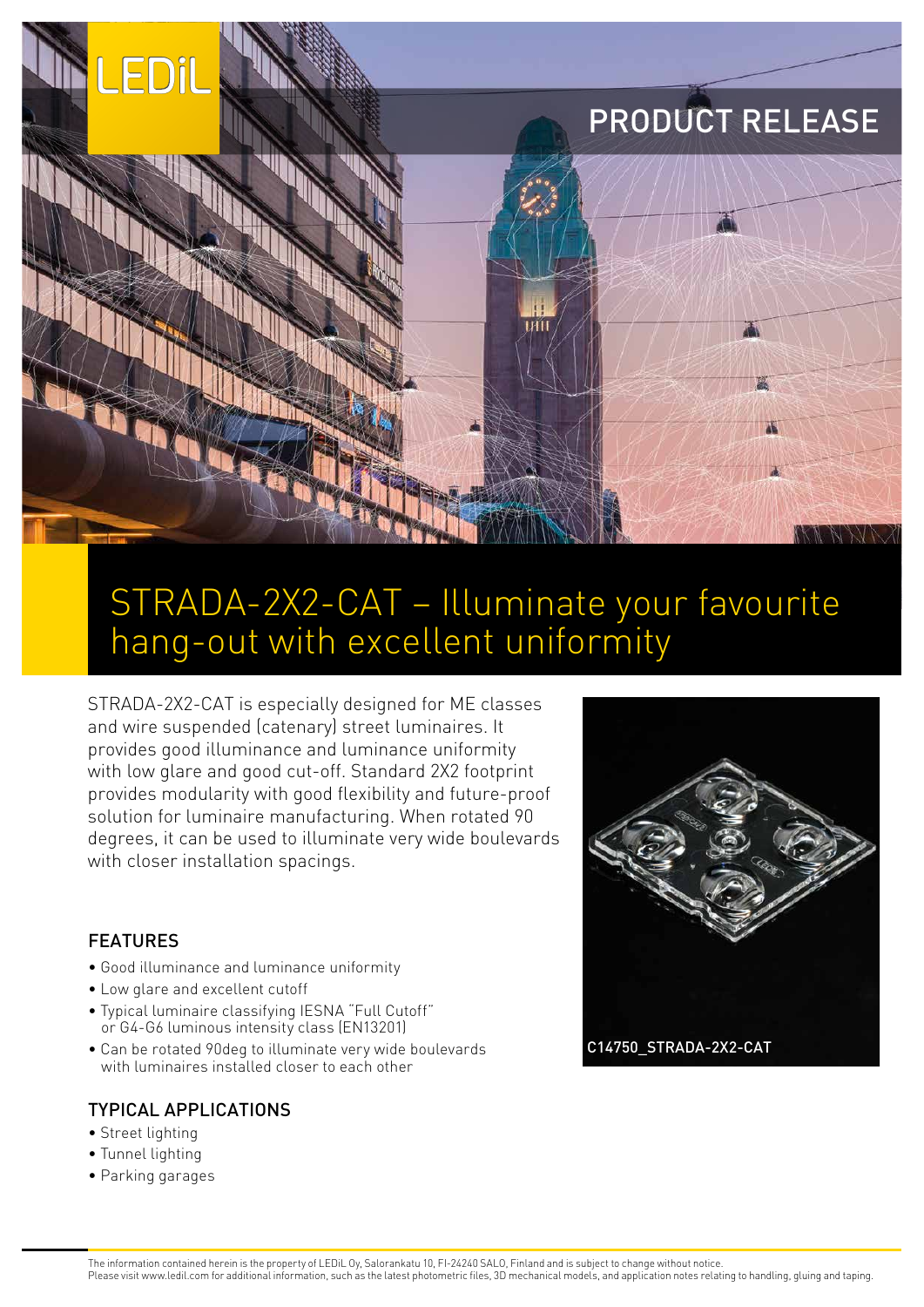PRODUCT RELEASE

# STRADA-2X2-CAT – Illuminate your favourite hang-out with excellent uniformity

STRADA-2X2-CAT is especially designed for ME classes and wire suspended (catenary) street luminaires. It provides good illuminance and luminance uniformity with low glare and good cut-off. Standard 2X2 footprint provides modularity with good flexibility and future-proof solution for luminaire manufacturing. When rotated 90 degrees, it can be used to illuminate very wide boulevards with closer installation spacings.

C14750_STRADA-2X2-CAT

## FEATURES

- Good illuminance and luminance uniformity
- Low glare and excellent cutoff
- Typical luminaire classifying IESNA "Full Cutoff" or G4-G6 luminous intensity class (EN13201)
- Can be rotated 90deg to illuminate very wide boulevards with luminaires installed closer to each other

## TYPICAL APPLICATIONS

- Street lighting
- Tunnel lighting
- Parking garages

The information contained herein is the property of LEDiL Oy, Salorankatu 10, FI-24240 SALO, Finland and is subject to change without notice.
Please visit www.ledil.com for additional information, such as the latest photometric files, 3D mechanical models, and application notes relating to handling, gluing and taping.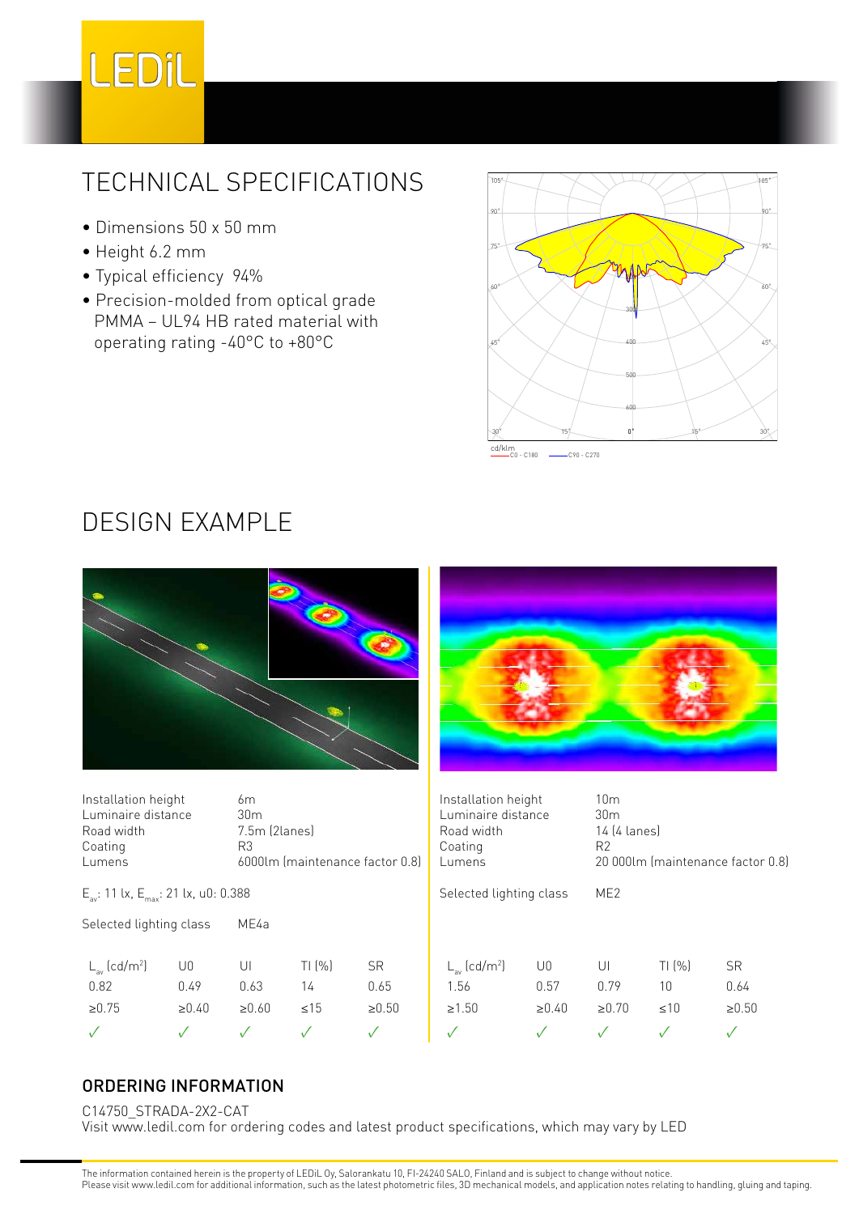## TECHNICAL SPECIFICATIONS

- Dimensions 50 x 50 mm
- Height 6.2 mm
- Typical efficiency 94%
- Precision-molded from optical grade PMMA – UL94 HB rated material with operating rating -40°C to +80°C

105° 105°
90° 90°
75° 75°
60° 60°
45° 45°
300
400
500
600
30° 15° 0° 15° 30°
cd/klm
C0 - C180
C90 - C270

## DESIGN EXAMPLE

| | |
|---|---|
| Installation height | 6m |
| Luminaire distance | 30m |
| Road width | 7.5m (2lanes) |
| Coating | R3 |
| Lumens | 6000lm (maintenance factor 0.8) |

$E_{av}$: 11 lx, $E_{max}$: 21 lx, u0: 0.388

Selected lighting class ME4a

| $L_{av}$ (cd/m²) | U0 | UI | TI (%) | SR |
|---|---|---|---|---|
| 0.82 | 0.49 | 0.63 | 14 | 0.65 |
| ≥0.75 | ≥0.40 | ≥0.60 | ≤15 | ≥0.50 |
| ✓ | ✓ | ✓ | ✓ | ✓ |

| | |
|---|---|
| Installation height | 10m |
| Luminaire distance | 30m |
| Road width | 14 (4 lanes) |
| Coating | R2 |
| Lumens | 20 000lm (maintenance factor 0.8) |

Selected lighting class ME2

| $L_{av}$ (cd/m²) | U0 | UI | TI (%) | SR |
|---|---|---|---|---|
| 1.56 | 0.57 | 0.79 | 10 | 0.64 |
| ≥1.50 | ≥0.40 | ≥0.70 | ≤10 | ≥0.50 |
| ✓ | ✓ | ✓ | ✓ | ✓ |

## ORDERING INFORMATION

C14750_STRADA-2X2-CAT
Visit www.ledil.com for ordering codes and latest product specifications, which may vary by LED

The information contained herein is the property of LEDiL Oy, Salorankatu 10, FI-24240 SALO, Finland and is subject to change without notice.
Please visit www.ledil.com for additional information, such as the latest photometric files, 3D mechanical models, and application notes relating to handling, gluing and taping.